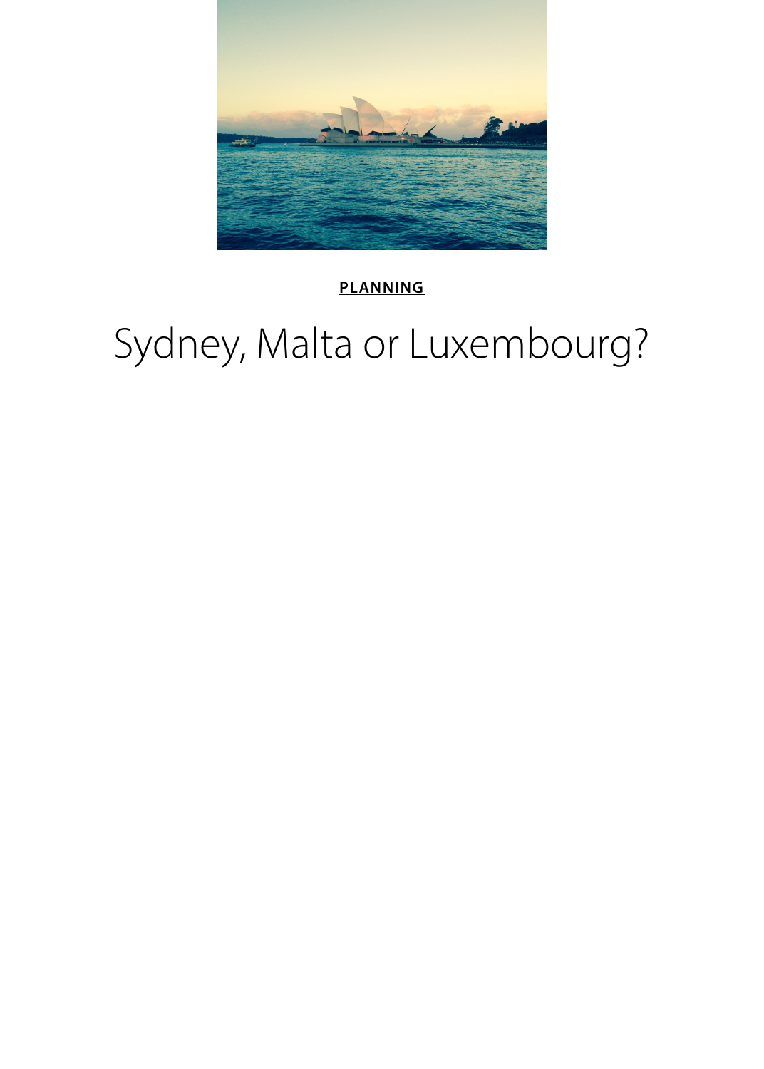PLANNING

# Sydney, Malta or Luxembourg?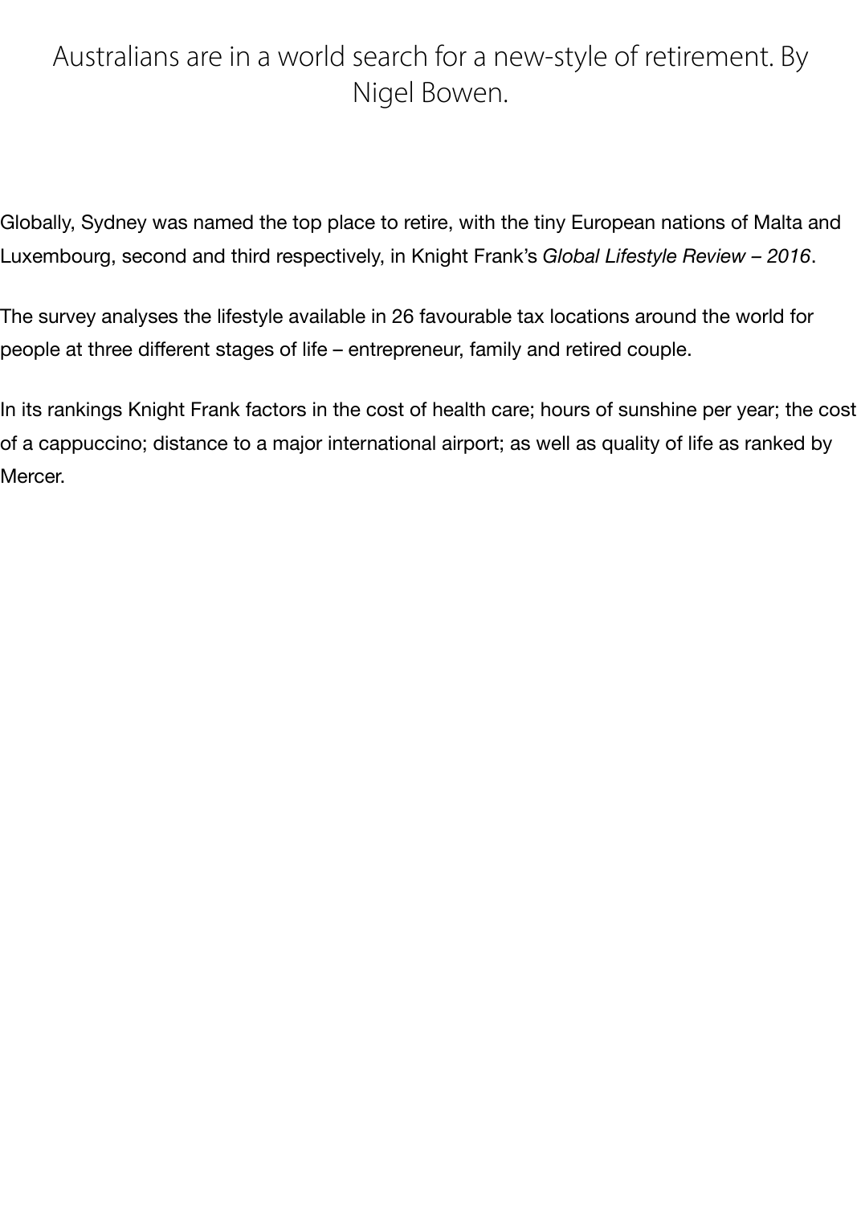Australians are in a world search for a new-style of retirement. By Nigel Bowen.

Globally, Sydney was named the top place to retire, with the tiny European nations of Malta and Luxembourg, second and third respectively, in Knight Frank's *Global Lifestyle Review – 2016*.

The survey analyses the lifestyle available in 26 favourable tax locations around the world for people at three different stages of life – entrepreneur, family and retired couple.

In its rankings Knight Frank factors in the cost of health care; hours of sunshine per year; the cost of a cappuccino; distance to a major international airport; as well as quality of life as ranked by Mercer.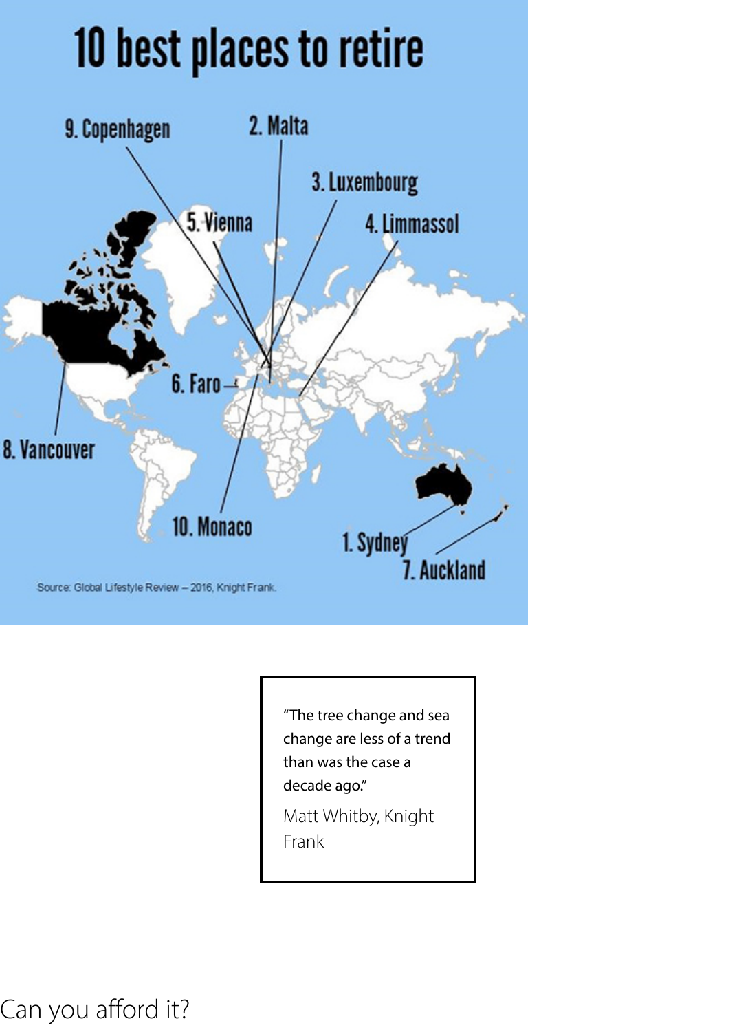# 10 best places to retire

9. Copenhagen

2. Malta

3. Luxembourg

5. Vienna

4. Limmassol

6. Faro

8. Vancouver

10. Monaco

1. Sydney

7. Auckland

Source: Global Lifestyle Review – 2016, Knight Frank.

> "The tree change and sea change are less of a trend than was the case a decade ago."
>
> Matt Whitby, Knight Frank

## Can you afford it?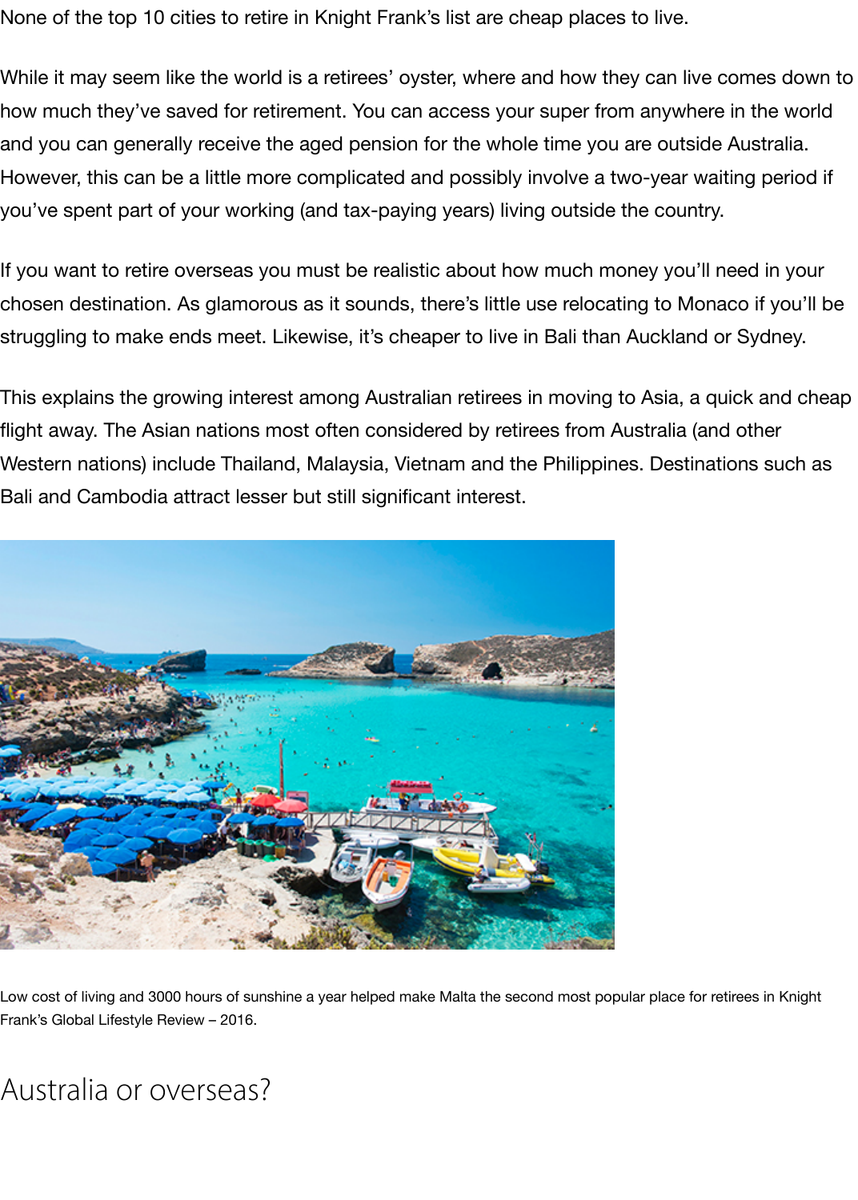None of the top 10 cities to retire in Knight Frank's list are cheap places to live.

While it may seem like the world is a retirees' oyster, where and how they can live comes down to how much they've saved for retirement. You can access your super from anywhere in the world and you can generally receive the aged pension for the whole time you are outside Australia. However, this can be a little more complicated and possibly involve a two-year waiting period if you've spent part of your working (and tax-paying years) living outside the country.

If you want to retire overseas you must be realistic about how much money you'll need in your chosen destination. As glamorous as it sounds, there's little use relocating to Monaco if you'll be struggling to make ends meet. Likewise, it's cheaper to live in Bali than Auckland or Sydney.

This explains the growing interest among Australian retirees in moving to Asia, a quick and cheap flight away. The Asian nations most often considered by retirees from Australia (and other Western nations) include Thailand, Malaysia, Vietnam and the Philippines. Destinations such as Bali and Cambodia attract lesser but still significant interest.

Low cost of living and 3000 hours of sunshine a year helped make Malta the second most popular place for retirees in Knight Frank's Global Lifestyle Review – 2016.

## Australia or overseas?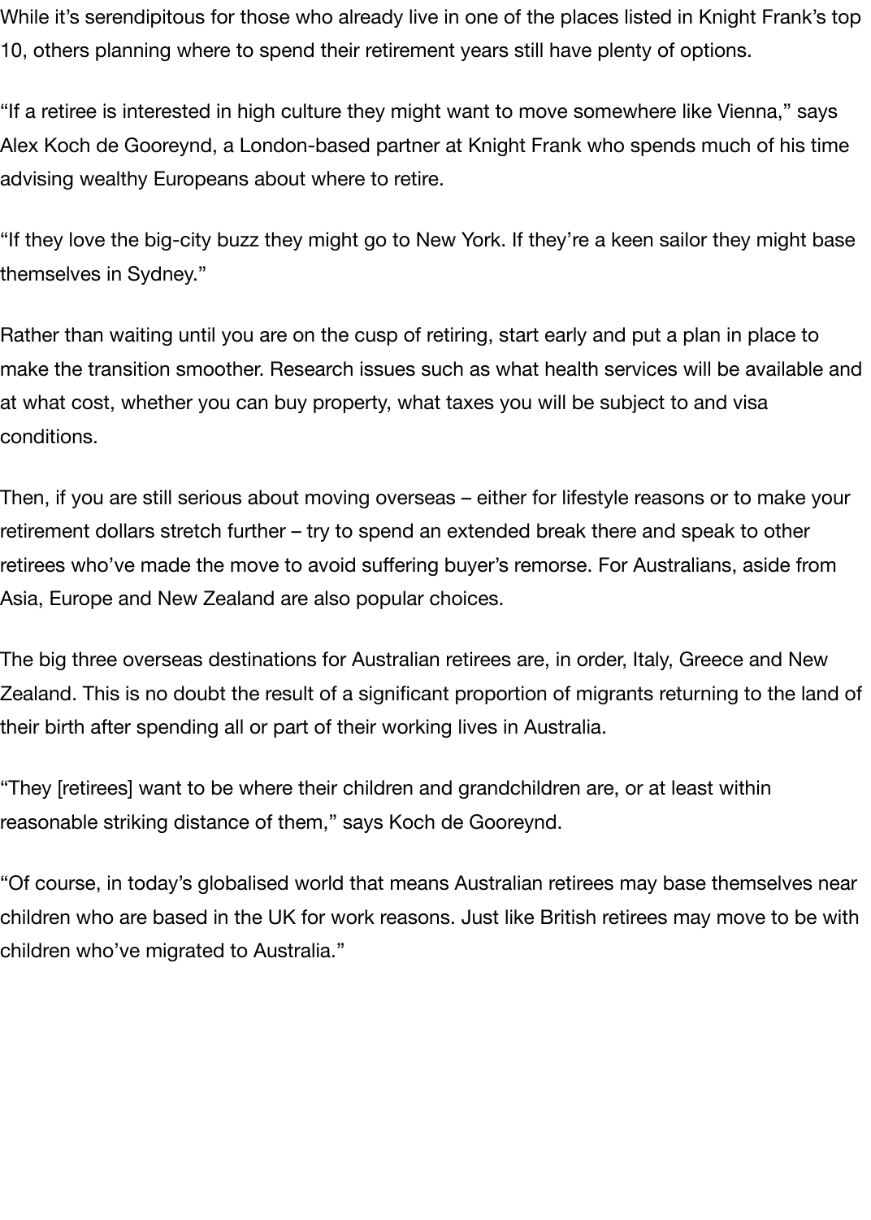While it’s serendipitous for those who already live in one of the places listed in Knight Frank’s top 10, others planning where to spend their retirement years still have plenty of options.

“If a retiree is interested in high culture they might want to move somewhere like Vienna,” says Alex Koch de Gooreynd, a London-based partner at Knight Frank who spends much of his time advising wealthy Europeans about where to retire.

“If they love the big-city buzz they might go to New York. If they’re a keen sailor they might base themselves in Sydney.”

Rather than waiting until you are on the cusp of retiring, start early and put a plan in place to make the transition smoother. Research issues such as what health services will be available and at what cost, whether you can buy property, what taxes you will be subject to and visa conditions.

Then, if you are still serious about moving overseas – either for lifestyle reasons or to make your retirement dollars stretch further – try to spend an extended break there and speak to other retirees who’ve made the move to avoid suffering buyer’s remorse. For Australians, aside from Asia, Europe and New Zealand are also popular choices.

The big three overseas destinations for Australian retirees are, in order, Italy, Greece and New Zealand. This is no doubt the result of a significant proportion of migrants returning to the land of their birth after spending all or part of their working lives in Australia.

“They [retirees] want to be where their children and grandchildren are, or at least within reasonable striking distance of them,” says Koch de Gooreynd.

“Of course, in today’s globalised world that means Australian retirees may base themselves near children who are based in the UK for work reasons. Just like British retirees may move to be with children who’ve migrated to Australia.”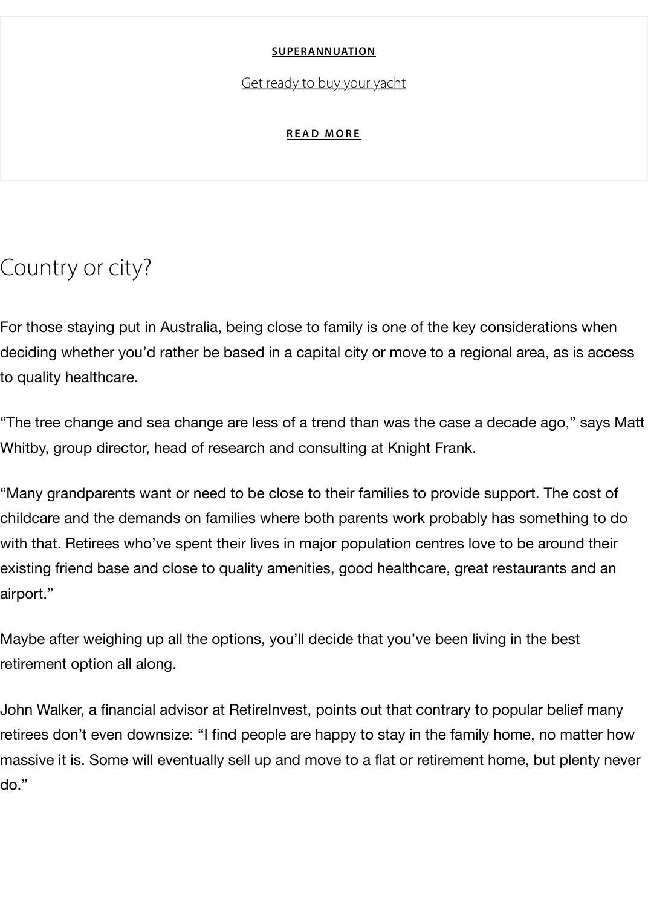**SUPERANNUATION**

Get ready to buy your yacht

**READ MORE**

## Country or city?

For those staying put in Australia, being close to family is one of the key considerations when deciding whether you'd rather be based in a capital city or move to a regional area, as is access to quality healthcare.

"The tree change and sea change are less of a trend than was the case a decade ago," says Matt Whitby, group director, head of research and consulting at Knight Frank.

"Many grandparents want or need to be close to their families to provide support. The cost of childcare and the demands on families where both parents work probably has something to do with that. Retirees who've spent their lives in major population centres love to be around their existing friend base and close to quality amenities, good healthcare, great restaurants and an airport."

Maybe after weighing up all the options, you'll decide that you've been living in the best retirement option all along.

John Walker, a financial advisor at RetireInvest, points out that contrary to popular belief many retirees don't even downsize: "I find people are happy to stay in the family home, no matter how massive it is. Some will eventually sell up and move to a flat or retirement home, but plenty never do."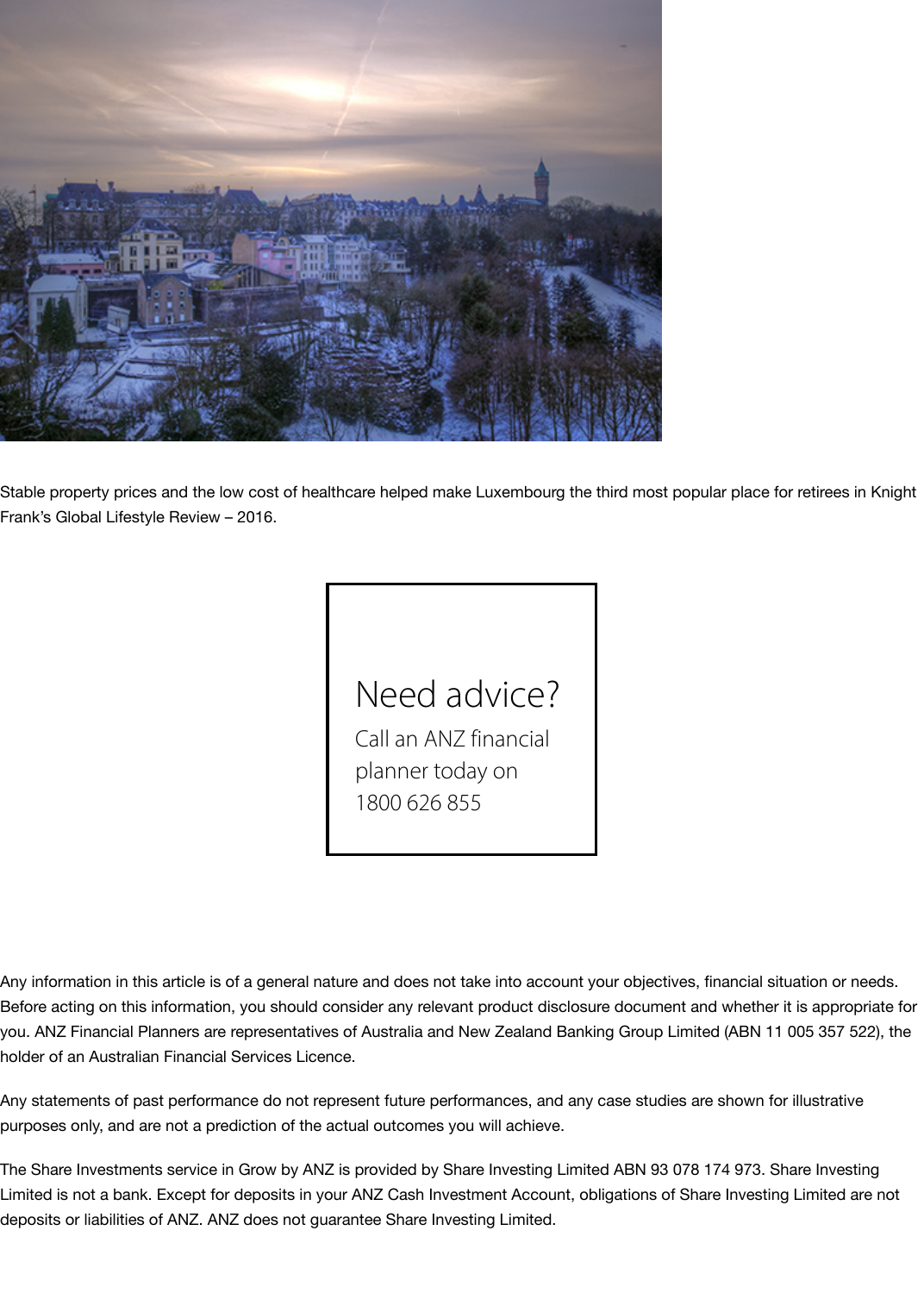Stable property prices and the low cost of healthcare helped make Luxembourg the third most popular place for retirees in Knight Frank's Global Lifestyle Review – 2016.

**Need advice?**

Call an ANZ financial planner today on 1800 626 855

Any information in this article is of a general nature and does not take into account your objectives, financial situation or needs. Before acting on this information, you should consider any relevant product disclosure document and whether it is appropriate for you. ANZ Financial Planners are representatives of Australia and New Zealand Banking Group Limited (ABN 11 005 357 522), the holder of an Australian Financial Services Licence.

Any statements of past performance do not represent future performances, and any case studies are shown for illustrative purposes only, and are not a prediction of the actual outcomes you will achieve.

The Share Investments service in Grow by ANZ is provided by Share Investing Limited ABN 93 078 174 973. Share Investing Limited is not a bank. Except for deposits in your ANZ Cash Investment Account, obligations of Share Investing Limited are not deposits or liabilities of ANZ. ANZ does not guarantee Share Investing Limited.